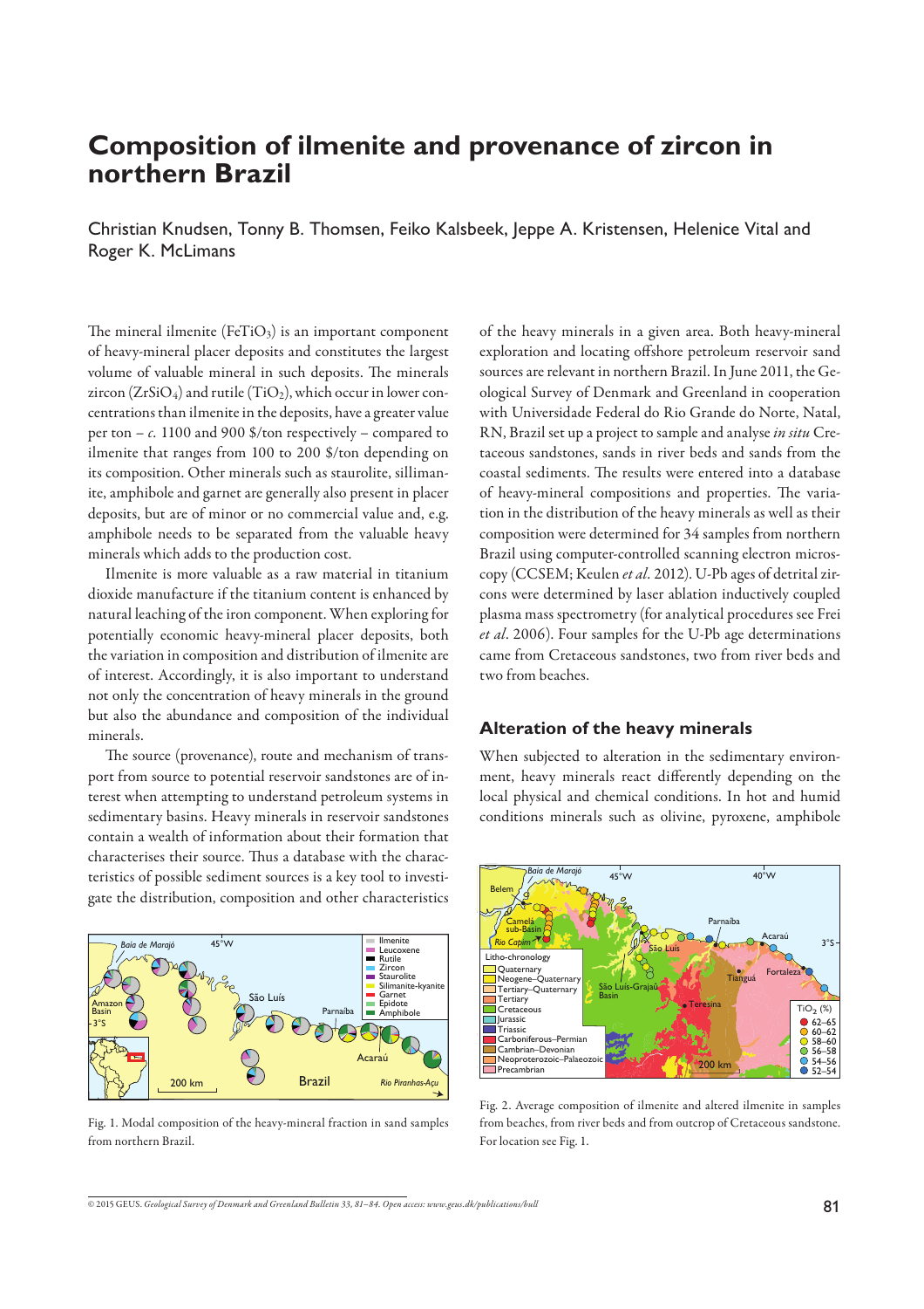# Composition of ilmenite and provenance of zircon in northern Brazil

Christian Knudsen, Tonny B. Thomsen, Feiko Kalsbeek, Jeppe A. Kristensen, Helenice Vital and Roger K. McLimans

The mineral ilmenite ($FeTiO_3$) is an important component of heavy-mineral placer deposits and constitutes the largest volume of valuable mineral in such deposits. The minerals zircon ($ZrSiO_4$) and rutile ($TiO_2$), which occur in lower concentrations than ilmenite in the deposits, have a greater value per ton – *c.* 1100 and 900 $/ton respectively – compared to ilmenite that ranges from 100 to 200 $/ton depending on its composition. Other minerals such as staurolite, sillimanite, amphibole and garnet are generally also present in placer deposits, but are of minor or no commercial value and, e.g. amphibole needs to be separated from the valuable heavy minerals which adds to the production cost.

Ilmenite is more valuable as a raw material in titanium dioxide manufacture if the titanium content is enhanced by natural leaching of the iron component. When exploring for potentially economic heavy-mineral placer deposits, both the variation in composition and distribution of ilmenite are of interest. Accordingly, it is also important to understand not only the concentration of heavy minerals in the ground but also the abundance and composition of the individual minerals.

The source (provenance), route and mechanism of transport from source to potential reservoir sandstones are of interest when attempting to understand petroleum systems in sedimentary basins. Heavy minerals in reservoir sandstones contain a wealth of information about their formation that characterises their source. Thus a database with the characteristics of possible sediment sources is a key tool to investigate the distribution, composition and other characteristics of the heavy minerals in a given area. Both heavy-mineral exploration and locating offshore petroleum reservoir sand sources are relevant in northern Brazil. In June 2011, the Geological Survey of Denmark and Greenland in cooperation with Universidade Federal do Rio Grande do Norte, Natal, RN, Brazil set up a project to sample and analyse *in situ* Cretaceous sandstones, sands in river beds and sands from the coastal sediments. The results were entered into a database of heavy-mineral compositions and properties. The variation in the distribution of the heavy minerals as well as their composition were determined for 34 samples from northern Brazil using computer-controlled scanning electron microscopy (CCSEM; Keulen *et al.* 2012). U-Pb ages of detrital zircons were determined by laser ablation inductively coupled plasma mass spectrometry (for analytical procedures see Frei *et al.* 2006). Four samples for the U-Pb age determinations came from Cretaceous sandstones, two from river beds and two from beaches.

Fig. 1. Modal composition of the heavy-mineral fraction in sand samples from northern Brazil.

## Alteration of the heavy minerals

When subjected to alteration in the sedimentary environment, heavy minerals react differently depending on the local physical and chemical conditions. In hot and humid conditions minerals such as olivine, pyroxene, amphibole

Fig. 2. Average composition of ilmenite and altered ilmenite in samples from beaches, from river beds and from outcrop of Cretaceous sandstone. For location see Fig. 1.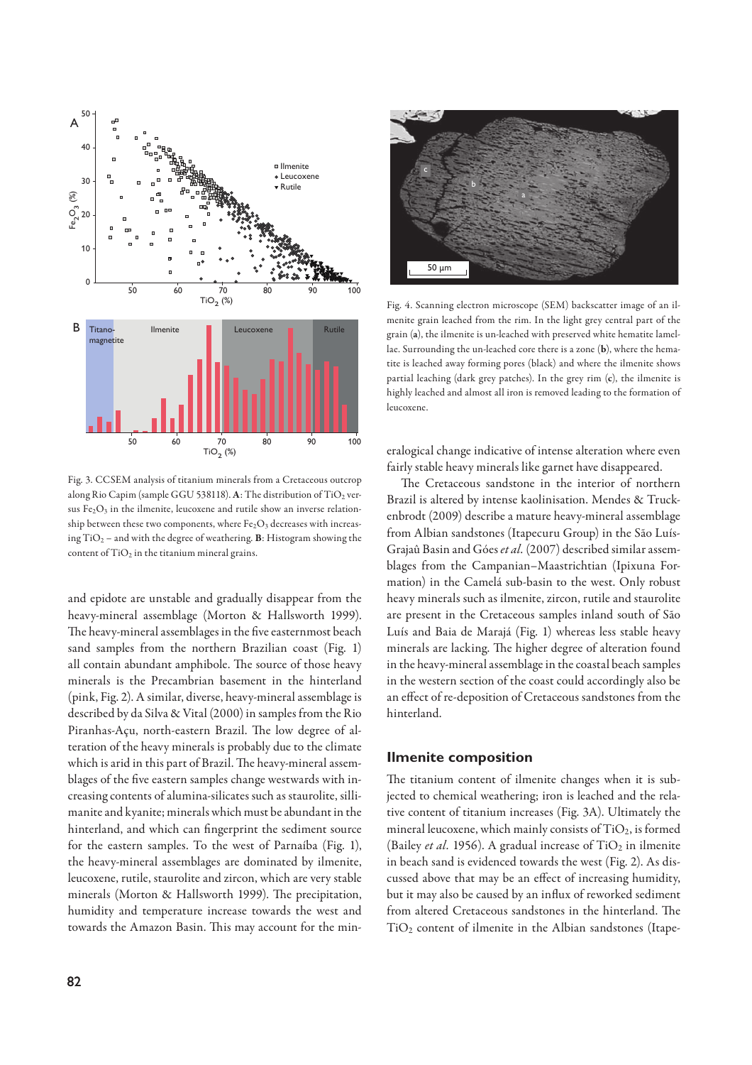Fig. 3. CCSEM analysis of titanium minerals from a Cretaceous outcrop along Rio Capim (sample GGU 538118). **A**: The distribution of $TiO_2$ versus $Fe_2O_3$ in the ilmenite, leucoxene and rutile show an inverse relationship between these two components, where $Fe_2O_3$ decreases with increasing $TiO_2$ – and with the degree of weathering. **B**: Histogram showing the content of $TiO_2$ in the titanium mineral grains.

Fig. 4. Scanning electron microscope (SEM) backscatter image of an ilmenite grain leached from the rim. In the light grey central part of the grain (**a**), the ilmenite is un-leached with preserved white hematite lamellae. Surrounding the un-leached core there is a zone (**b**), where the hematite is leached away forming pores (black) and where the ilmenite shows partial leaching (dark grey patches). In the grey rim (**c**), the ilmenite is highly leached and almost all iron is removed leading to the formation of leucoxene.

and epidote are unstable and gradually disappear from the heavy-mineral assemblage (Morton & Hallsworth 1999). The heavy-mineral assemblages in the five easternmost beach sand samples from the northern Brazilian coast (Fig. 1) all contain abundant amphibole. The source of those heavy minerals is the Precambrian basement in the hinterland (pink, Fig. 2). A similar, diverse, heavy-mineral assemblage is described by da Silva & Vital (2000) in samples from the Rio Piranhas-Açu, north-eastern Brazil. The low degree of alteration of the heavy minerals is probably due to the climate which is arid in this part of Brazil. The heavy-mineral assemblages of the five eastern samples change westwards with increasing contents of alumina-silicates such as staurolite, sillimanite and kyanite; minerals which must be abundant in the hinterland, and which can fingerprint the sediment source for the eastern samples. To the west of Parnaíba (Fig. 1), the heavy-mineral assemblages are dominated by ilmenite, leucoxene, rutile, staurolite and zircon, which are very stable minerals (Morton & Hallsworth 1999). The precipitation, humidity and temperature increase towards the west and towards the Amazon Basin. This may account for the mineralogical change indicative of intense alteration where even fairly stable heavy minerals like garnet have disappeared.

The Cretaceous sandstone in the interior of northern Brazil is altered by intense kaolinisation. Mendes & Truckenbrodt (2009) describe a mature heavy-mineral assemblage from Albian sandstones (Itapecuru Group) in the São Luís-Grajaû Basin and Góes *et al.* (2007) described similar assemblages from the Campanian–Maastrichtian (Ipixuna Formation) in the Camelá sub-basin to the west. Only robust heavy minerals such as ilmenite, zircon, rutile and staurolite are present in the Cretaceous samples inland south of São Luís and Baia de Marajá (Fig. 1) whereas less stable heavy minerals are lacking. The higher degree of alteration found in the heavy-mineral assemblage in the coastal beach samples in the western section of the coast could accordingly also be an effect of re-deposition of Cretaceous sandstones from the hinterland.

## Ilmenite composition

The titanium content of ilmenite changes when it is subjected to chemical weathering; iron is leached and the relative content of titanium increases (Fig. 3A). Ultimately the mineral leucoxene, which mainly consists of $TiO_2$, is formed (Bailey *et al.* 1956). A gradual increase of $TiO_2$ in ilmenite in beach sand is evidenced towards the west (Fig. 2). As discussed above that may be an effect of increasing humidity, but it may also be caused by an influx of reworked sediment from altered Cretaceous sandstones in the hinterland. The $TiO_2$ content of ilmenite in the Albian sandstones (Itape-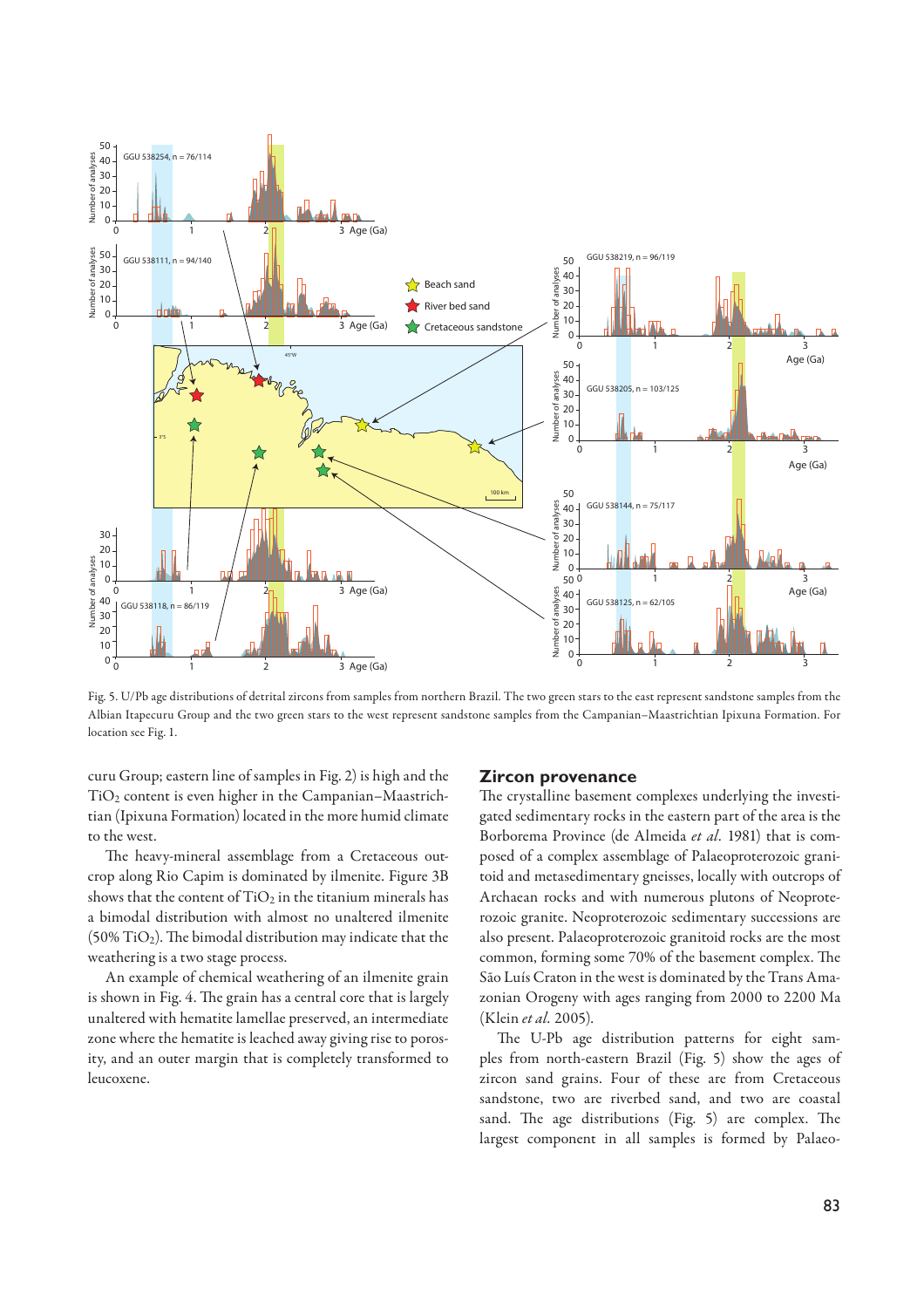Fig. 5. U/Pb age distributions of detrital zircons from samples from northern Brazil. The two green stars to the east represent sandstone samples from the Albian Itapecuru Group and the two green stars to the west represent sandstone samples from the Campanian–Maastrichtian Ipixuna Formation. For location see Fig. 1.

curu Group; eastern line of samples in Fig. 2) is high and the $TiO_2$ content is even higher in the Campanian–Maastrichtian (Ipixuna Formation) located in the more humid climate to the west.

The heavy-mineral assemblage from a Cretaceous outcrop along Rio Capim is dominated by ilmenite. Figure 3B shows that the content of $TiO_2$ in the titanium minerals has a bimodal distribution with almost no unaltered ilmenite (50% $TiO_2$). The bimodal distribution may indicate that the weathering is a two stage process.

An example of chemical weathering of an ilmenite grain is shown in Fig. 4. The grain has a central core that is largely unaltered with hematite lamellae preserved, an intermediate zone where the hematite is leached away giving rise to porosity, and an outer margin that is completely transformed to leucoxene.

## Zircon provenance

The crystalline basement complexes underlying the investigated sedimentary rocks in the eastern part of the area is the Borborema Province (de Almeida *et al.* 1981) that is composed of a complex assemblage of Palaeoproterozoic granitoid and metasedimentary gneisses, locally with outcrops of Archaean rocks and with numerous plutons of Neoproterozoic granite. Neoproterozoic sedimentary successions are also present. Palaeoproterozoic granitoid rocks are the most common, forming some 70% of the basement complex. The São Luís Craton in the west is dominated by the Trans Amazonian Orogeny with ages ranging from 2000 to 2200 Ma (Klein *et al.* 2005).

The U-Pb age distribution patterns for eight samples from north-eastern Brazil (Fig. 5) show the ages of zircon sand grains. Four of these are from Cretaceous sandstone, two are riverbed sand, and two are coastal sand. The age distributions (Fig. 5) are complex. The largest component in all samples is formed by Palaeo-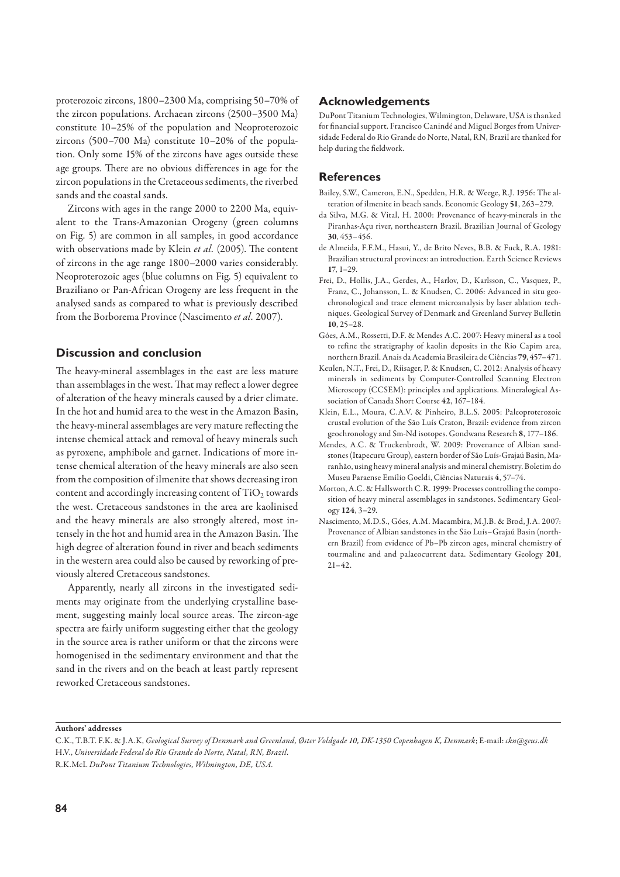proterozoic zircons, 1800–2300 Ma, comprising 50–70% of the zircon populations. Archaean zircons (2500–3500 Ma) constitute 10–25% of the population and Neoproterozoic zircons (500–700 Ma) constitute 10–20% of the population. Only some 15% of the zircons have ages outside these age groups. There are no obvious differences in age for the zircon populations in the Cretaceous sediments, the riverbed sands and the coastal sands.

Zircons with ages in the range 2000 to 2200 Ma, equivalent to the Trans-Amazonian Orogeny (green columns on Fig. 5) are common in all samples, in good accordance with observations made by Klein *et al.* (2005). The content of zircons in the age range 1800–2000 varies considerably. Neoproterozoic ages (blue columns on Fig. 5) equivalent to Braziliano or Pan-African Orogeny are less frequent in the analysed sands as compared to what is previously described from the Borborema Province (Nascimento *et al*. 2007).

## Discussion and conclusion

The heavy-mineral assemblages in the east are less mature than assemblages in the west. That may reflect a lower degree of alteration of the heavy minerals caused by a drier climate. In the hot and humid area to the west in the Amazon Basin, the heavy-mineral assemblages are very mature reflecting the intense chemical attack and removal of heavy minerals such as pyroxene, amphibole and garnet. Indications of more intense chemical alteration of the heavy minerals are also seen from the composition of ilmenite that shows decreasing iron content and accordingly increasing content of $TiO_2$ towards the west. Cretaceous sandstones in the area are kaolinised and the heavy minerals are also strongly altered, most intensely in the hot and humid area in the Amazon Basin. The high degree of alteration found in river and beach sediments in the western area could also be caused by reworking of previously altered Cretaceous sandstones.

Apparently, nearly all zircons in the investigated sediments may originate from the underlying crystalline basement, suggesting mainly local source areas. The zircon-age spectra are fairly uniform suggesting either that the geology in the source area is rather uniform or that the zircons were homogenised in the sedimentary environment and that the sand in the rivers and on the beach at least partly represent reworked Cretaceous sandstones.

## Acknowledgements

DuPont Titanium Technologies, Wilmington, Delaware, USA is thanked for financial support. Francisco Canindé and Miguel Borges from Universidade Federal do Rio Grande do Norte, Natal, RN, Brazil are thanked for help during the fieldwork.

## References

Bailey, S.W., Cameron, E.N., Spedden, H.R. & Weege, R.J. 1956: The alteration of ilmenite in beach sands. Economic Geology **51**, 263–279.

da Silva, M.G. & Vital, H. 2000: Provenance of heavy-minerals in the Piranhas-Açu river, northeastern Brazil. Brazilian Journal of Geology **30**, 453–456.

de Almeida, F.F.M., Hasui, Y., de Brito Neves, B.B. & Fuck, R.A. 1981: Brazilian structural provinces: an introduction. Earth Science Reviews **17**, 1–29.

Frei, D., Hollis, J.A., Gerdes, A., Harlov, D., Karlsson, C., Vasquez, P., Franz, C., Johansson, L. & Knudsen, C. 2006: Advanced in situ geochronological and trace element microanalysis by laser ablation techniques. Geological Survey of Denmark and Greenland Survey Bulletin **10**, 25–28.

Góes, A.M., Rossetti, D.F. & Mendes A.C. 2007: Heavy mineral as a tool to refine the stratigraphy of kaolin deposits in the Rio Capim area, northern Brazil. Anais da Academia Brasileira de Ciências **79**, 457–471.

Keulen, N.T., Frei, D., Riisager, P. & Knudsen, C. 2012: Analysis of heavy minerals in sediments by Computer-Controlled Scanning Electron Microscopy (CCSEM): principles and applications. Mineralogical Association of Canada Short Course **42**, 167–184.

Klein, E.L., Moura, C.A.V. & Pinheiro, B.L.S. 2005: Paleoproterozoic crustal evolution of the São Luís Craton, Brazil: evidence from zircon geochronology and Sm-Nd isotopes. Gondwana Research **8**, 177–186.

Mendes, A.C. & Truckenbrodt, W. 2009: Provenance of Albian sandstones (Itapecuru Group), eastern border of São Luís-Grajaú Basin, Maranhão, using heavy mineral analysis and mineral chemistry. Boletim do Museu Paraense Emílio Goeldi, Ciências Naturais **4**, 57–74.

Morton, A.C. & Hallsworth C.R. 1999: Processes controlling the composition of heavy mineral assemblages in sandstones. Sedimentary Geology **124**, 3–29.

Nascimento, M.D.S., Góes, A.M. Macambira, M.J.B. & Brod, J.A. 2007: Provenance of Albian sandstones in the São Luís–Grajaú Basin (northern Brazil) from evidence of Pb–Pb zircon ages, mineral chemistry of tourmaline and and palaeocurrent data. Sedimentary Geology **201**, 21–42.

**Authors' addresses**

C.K., T.B.T. F.K. & J.A.K, *Geological Survey of Denmark and Greenland, Øster Voldgade 10, DK-1350 Copenhagen K, Denmark*; E-mail: *ckn@geus.dk*

H.V., *Universidade Federal do Rio Grande do Norte, Natal, RN, Brazil.*

R.K.McL *DuPont Titanium Technologies, Wilmington, DE, USA.*